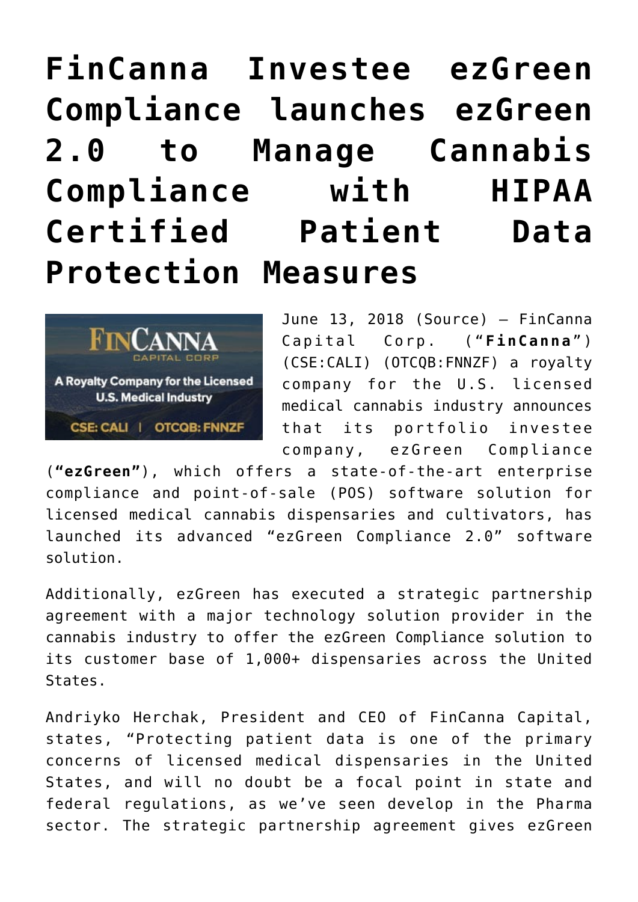# FinCanna Investee ezGreen Compliance launches ezGreen 2.0 to Manage Cannabis Compliance with HIPAA Certified Patient Data Protection Measures

June 13, 2018 (Source) — FinCanna Capital Corp. ("**FinCanna**") (CSE:CALI) (OTCQB:FNNZF) a royalty company for the U.S. licensed medical cannabis industry announces that its portfolio investee company, ezGreen Compliance (**"ezGreen"**), which offers a state-of-the-art enterprise compliance and point-of-sale (POS) software solution for licensed medical cannabis dispensaries and cultivators, has launched its advanced "ezGreen Compliance 2.0" software solution.

Additionally, ezGreen has executed a strategic partnership agreement with a major technology solution provider in the cannabis industry to offer the ezGreen Compliance solution to its customer base of 1,000+ dispensaries across the United States.

Andriyko Herchak, President and CEO of FinCanna Capital, states, "Protecting patient data is one of the primary concerns of licensed medical dispensaries in the United States, and will no doubt be a focal point in state and federal regulations, as we've seen develop in the Pharma sector. The strategic partnership agreement gives ezGreen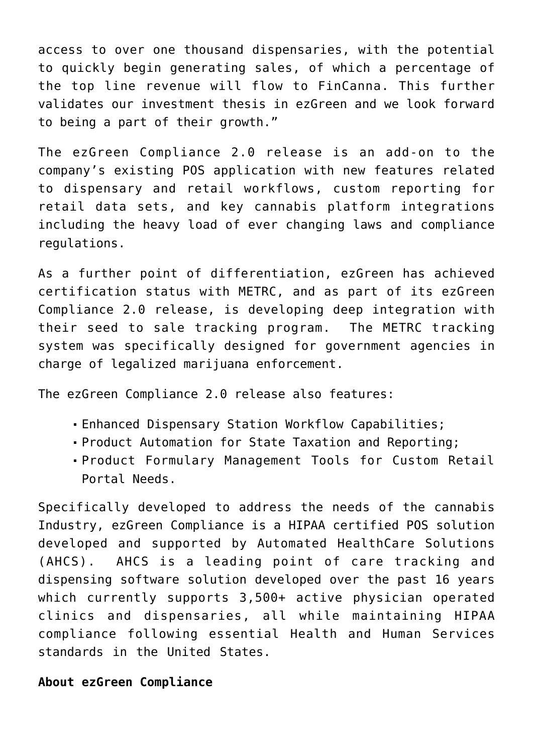access to over one thousand dispensaries, with the potential to quickly begin generating sales, of which a percentage of the top line revenue will flow to FinCanna. This further validates our investment thesis in ezGreen and we look forward to being a part of their growth."

The ezGreen Compliance 2.0 release is an add-on to the company's existing POS application with new features related to dispensary and retail workflows, custom reporting for retail data sets, and key cannabis platform integrations including the heavy load of ever changing laws and compliance regulations.

As a further point of differentiation, ezGreen has achieved certification status with METRC, and as part of its ezGreen Compliance 2.0 release, is developing deep integration with their seed to sale tracking program. The METRC tracking system was specifically designed for government agencies in charge of legalized marijuana enforcement.

The ezGreen Compliance 2.0 release also features:

- Enhanced Dispensary Station Workflow Capabilities;
- Product Automation for State Taxation and Reporting;
- Product Formulary Management Tools for Custom Retail Portal Needs.

Specifically developed to address the needs of the cannabis Industry, ezGreen Compliance is a HIPAA certified POS solution developed and supported by Automated HealthCare Solutions (AHCS). AHCS is a leading point of care tracking and dispensing software solution developed over the past 16 years which currently supports 3,500+ active physician operated clinics and dispensaries, all while maintaining HIPAA compliance following essential Health and Human Services standards in the United States.

**About ezGreen Compliance**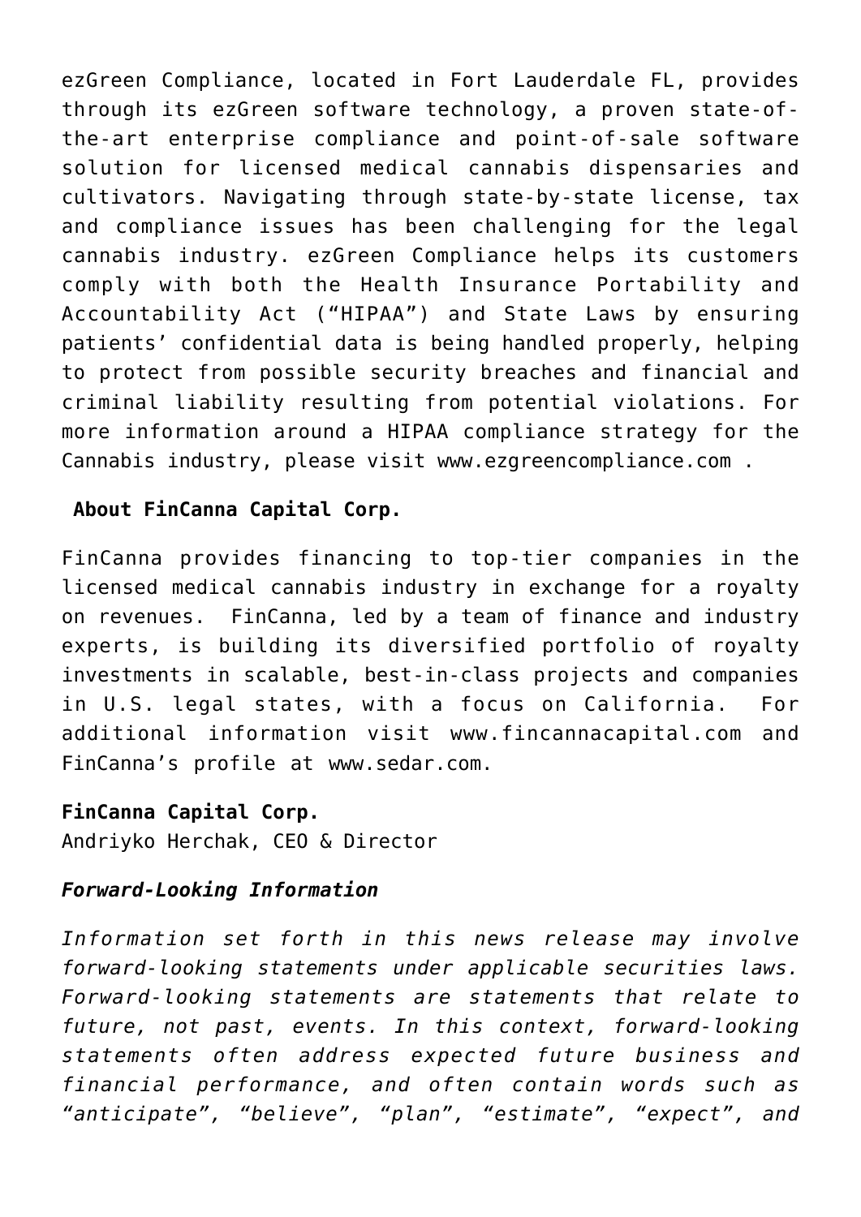ezGreen Compliance, located in Fort Lauderdale FL, provides through its ezGreen software technology, a proven state-of-the-art enterprise compliance and point-of-sale software solution for licensed medical cannabis dispensaries and cultivators. Navigating through state-by-state license, tax and compliance issues has been challenging for the legal cannabis industry. ezGreen Compliance helps its customers comply with both the Health Insurance Portability and Accountability Act ("HIPAA") and State Laws by ensuring patients' confidential data is being handled properly, helping to protect from possible security breaches and financial and criminal liability resulting from potential violations. For more information around a HIPAA compliance strategy for the Cannabis industry, please visit www.ezgreencompliance.com .

**About FinCanna Capital Corp.**

FinCanna provides financing to top-tier companies in the licensed medical cannabis industry in exchange for a royalty on revenues. FinCanna, led by a team of finance and industry experts, is building its diversified portfolio of royalty investments in scalable, best-in-class projects and companies in U.S. legal states, with a focus on California. For additional information visit www.fincannacapital.com and FinCanna's profile at www.sedar.com.

**FinCanna Capital Corp.**
Andriyko Herchak, CEO & Director

***Forward-Looking Information***

*Information set forth in this news release may involve forward-looking statements under applicable securities laws. Forward-looking statements are statements that relate to future, not past, events. In this context, forward-looking statements often address expected future business and financial performance, and often contain words such as "anticipate", "believe", "plan", "estimate", "expect", and*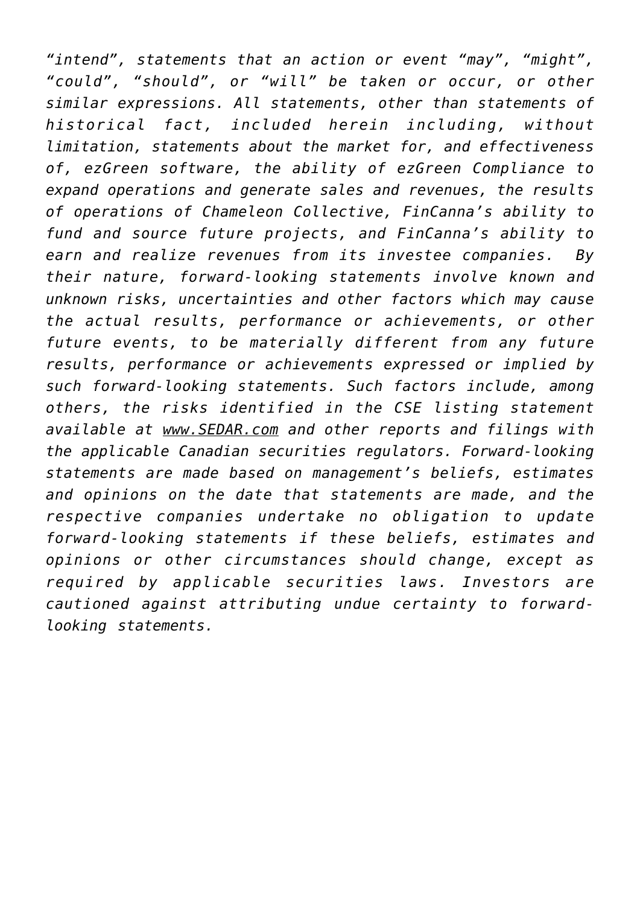*"intend", statements that an action or event "may", "might", "could", "should", or "will" be taken or occur, or other similar expressions. All statements, other than statements of historical fact, included herein including, without limitation, statements about the market for, and effectiveness of, ezGreen software, the ability of ezGreen Compliance to expand operations and generate sales and revenues, the results of operations of Chameleon Collective, FinCanna's ability to fund and source future projects, and FinCanna's ability to earn and realize revenues from its investee companies. By their nature, forward-looking statements involve known and unknown risks, uncertainties and other factors which may cause the actual results, performance or achievements, or other future events, to be materially different from any future results, performance or achievements expressed or implied by such forward-looking statements. Such factors include, among others, the risks identified in the CSE listing statement available at [www.SEDAR.com](http://www.SEDAR.com) and other reports and filings with the applicable Canadian securities regulators. Forward-looking statements are made based on management's beliefs, estimates and opinions on the date that statements are made, and the respective companies undertake no obligation to update forward-looking statements if these beliefs, estimates and opinions or other circumstances should change, except as required by applicable securities laws. Investors are cautioned against attributing undue certainty to forward-looking statements.*